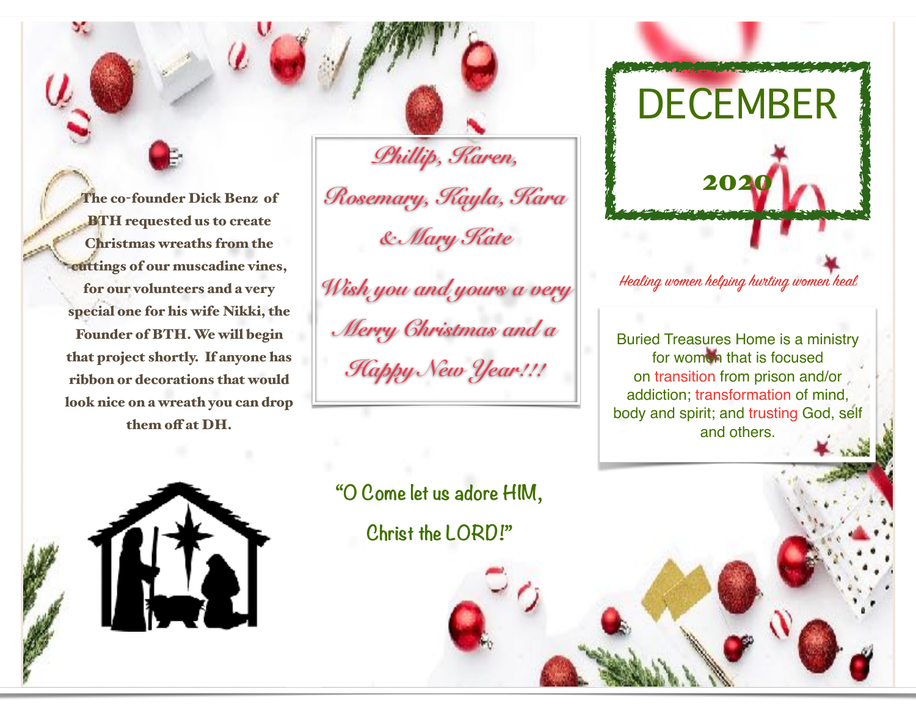# DECEMBER

## 2020

*Healing women helping hurting women heal*

Buried Treasures Home is a ministry for women that is focused on transition from prison and/or addiction; transformation of mind, body and spirit; and trusting God, self and others.

**The co-founder Dick Benz of BTH requested us to create Christmas wreaths from the cuttings of our muscadine vines, for our volunteers and a very special one for his wife Nikki, the Founder of BTH. We will begin that project shortly. If anyone has ribbon or decorations that would look nice on a wreath you can drop them off at DH.**

*Phillip, Karen, Rosemary, Kayla, Kara & Mary Kate*

*Wish you and yours a very Merry Christmas and a Happy New Year!!!*

"O Come let us adore HIM, Christ the LORD!"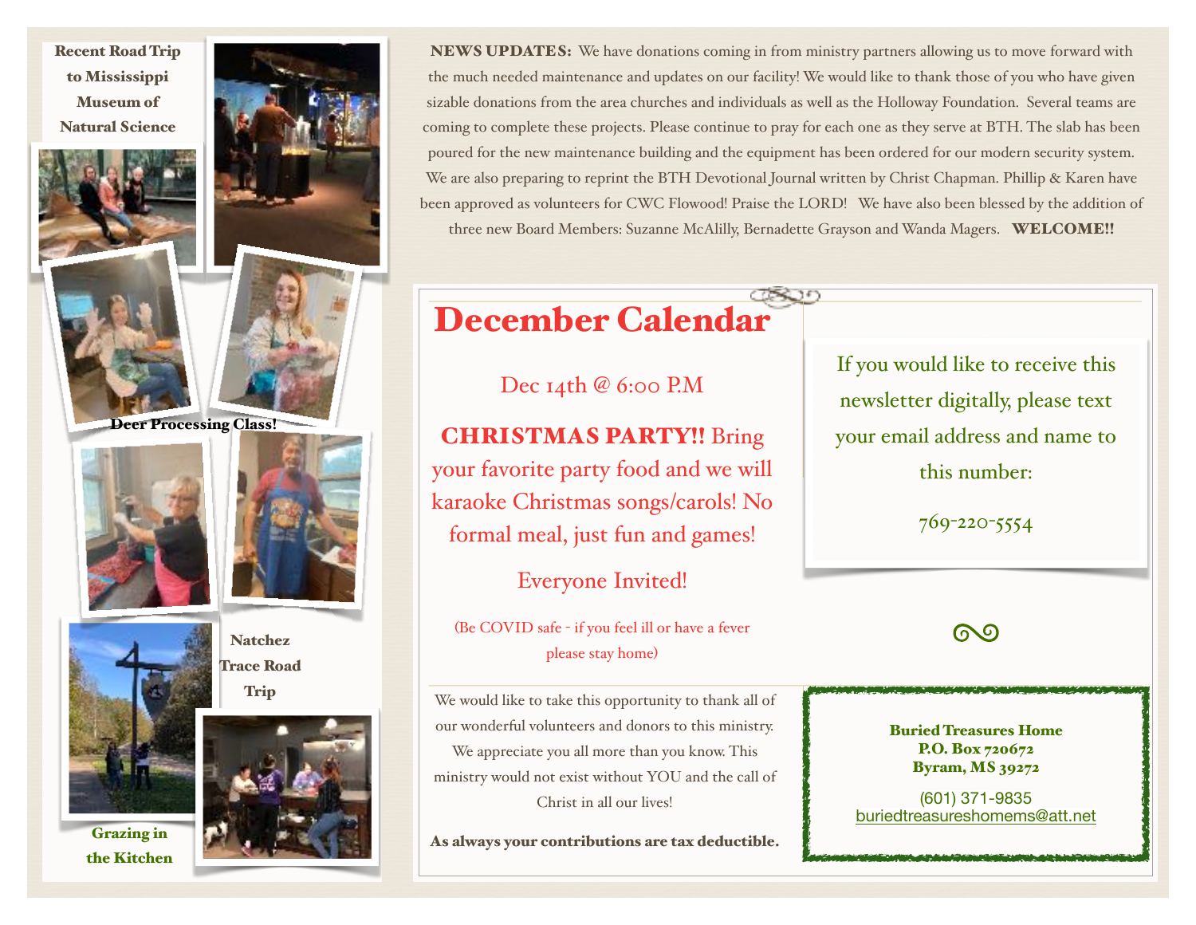**Recent Road Trip to Mississippi Museum of Natural Science**

**Deer Processing Class!**

**Natchez Trace Road Trip**

**Grazing in the Kitchen**

**NEWS UPDATES:** We have donations coming in from ministry partners allowing us to move forward with the much needed maintenance and updates on our facility! We would like to thank those of you who have given sizable donations from the area churches and individuals as well as the Holloway Foundation. Several teams are coming to complete these projects. Please continue to pray for each one as they serve at BTH. The slab has been poured for the new maintenance building and the equipment has been ordered for our modern security system. We are also preparing to reprint the BTH Devotional Journal written by Christ Chapman. Phillip & Karen have been approved as volunteers for CWC Flowood! Praise the LORD! We have also been blessed by the addition of three new Board Members: Suzanne McAlilly, Bernadette Grayson and Wanda Magers. **WELCOME!!**

# December Calendar

Dec 14th @ 6:00 P.M

**CHRISTMAS PARTY!!** Bring your favorite party food and we will karaoke Christmas songs/carols! No formal meal, just fun and games!

Everyone Invited!

(Be COVID safe - if you feel ill or have a fever please stay home)

We would like to take this opportunity to thank all of our wonderful volunteers and donors to this ministry. We appreciate you all more than you know. This ministry would not exist without YOU and the call of Christ in all our lives!

**As always your contributions are tax deductible.**

If you would like to receive this newsletter digitally, please text your email address and name to this number:

769-220-5554

**Buried Treasures Home**
**P.O. Box 720672**
**Byram, MS 39272**

(601) 371-9835
buriedtreasureshomems@att.net